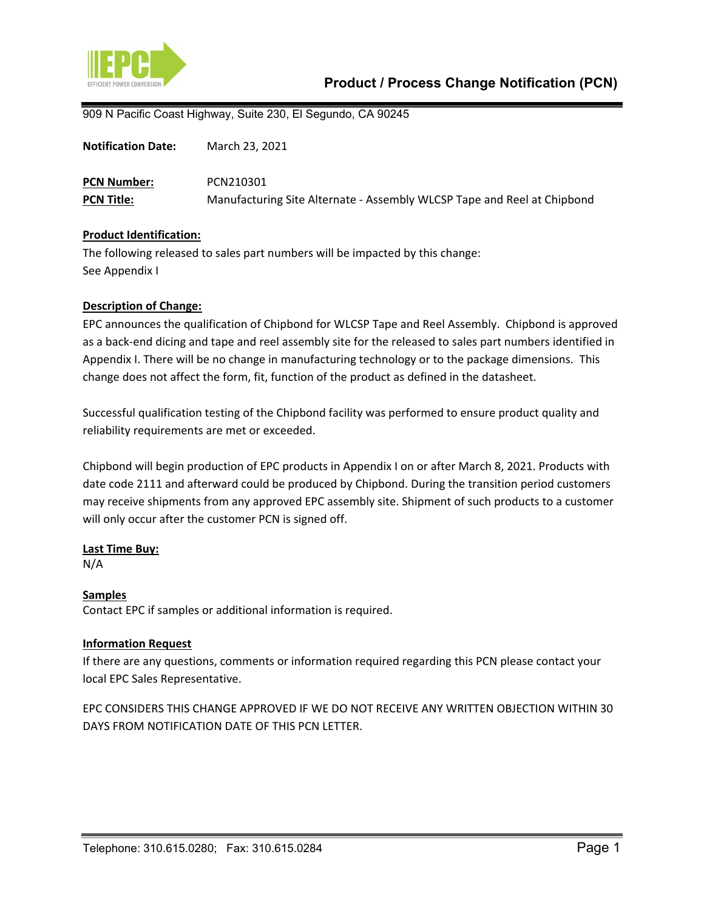# Product / Process Change Notification (PCN)

909 N Pacific Coast Highway, Suite 230, El Segundo, CA 90245

**Notification Date:** March 23, 2021

**PCN Number:** PCN210301

**PCN Title:** Manufacturing Site Alternate - Assembly WLCSP Tape and Reel at Chipbond

**Product Identification:**

The following released to sales part numbers will be impacted by this change:
See Appendix I

**Description of Change:**

EPC announces the qualification of Chipbond for WLCSP Tape and Reel Assembly. Chipbond is approved as a back-end dicing and tape and reel assembly site for the released to sales part numbers identified in Appendix I. There will be no change in manufacturing technology or to the package dimensions. This change does not affect the form, fit, function of the product as defined in the datasheet.

Successful qualification testing of the Chipbond facility was performed to ensure product quality and reliability requirements are met or exceeded.

Chipbond will begin production of EPC products in Appendix I on or after March 8, 2021. Products with date code 2111 and afterward could be produced by Chipbond. During the transition period customers may receive shipments from any approved EPC assembly site. Shipment of such products to a customer will only occur after the customer PCN is signed off.

**Last Time Buy:**

N/A

**Samples**

Contact EPC if samples or additional information is required.

**Information Request**

If there are any questions, comments or information required regarding this PCN please contact your local EPC Sales Representative.

EPC CONSIDERS THIS CHANGE APPROVED IF WE DO NOT RECEIVE ANY WRITTEN OBJECTION WITHIN 30 DAYS FROM NOTIFICATION DATE OF THIS PCN LETTER.

Telephone: 310.615.0280; Fax: 310.615.0284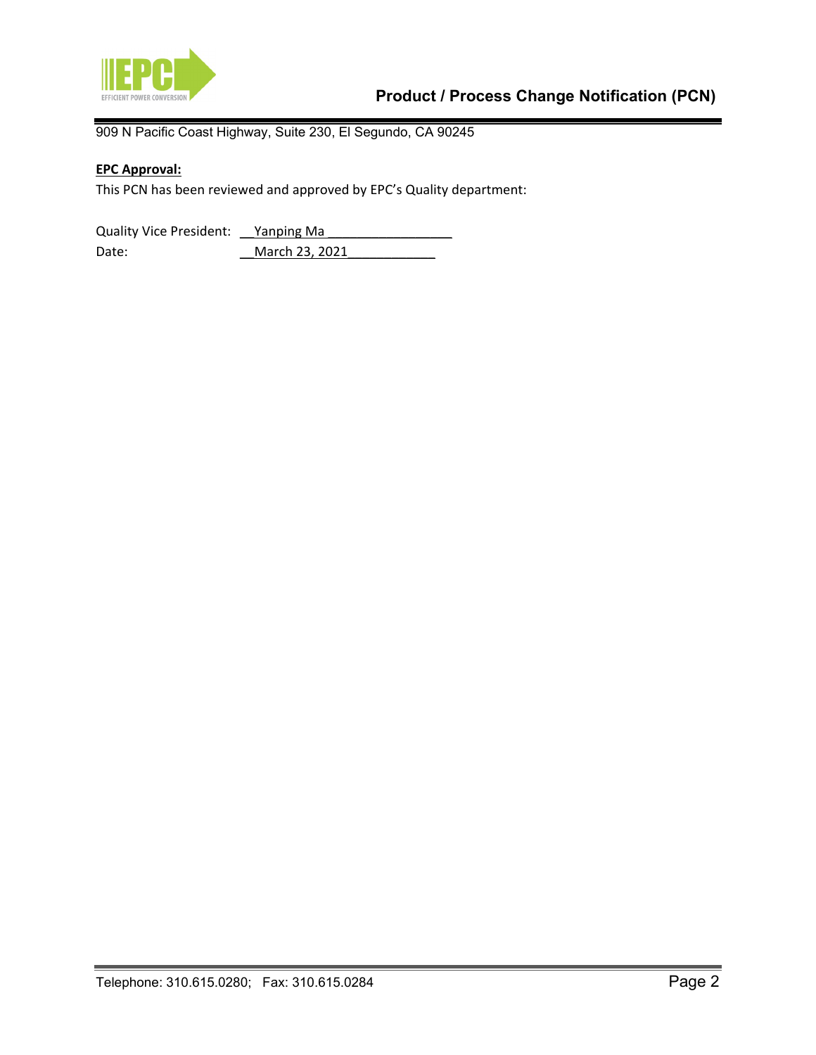909 N Pacific Coast Highway, Suite 230, El Segundo, CA 90245

**EPC Approval:**

This PCN has been reviewed and approved by EPC's Quality department:

Quality Vice President: Yanping Ma

Date: March 23, 2021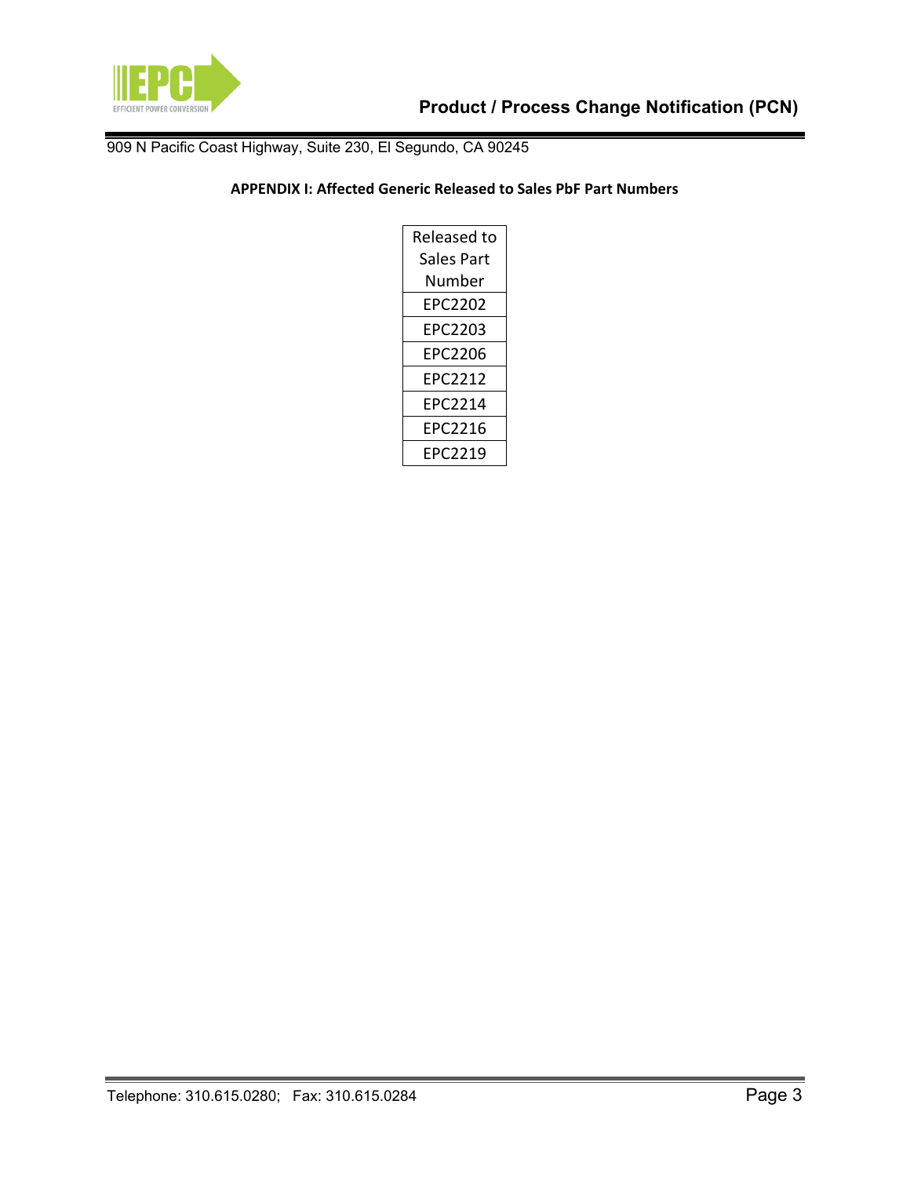909 N Pacific Coast Highway, Suite 230, El Segundo, CA 90245

**APPENDIX I: Affected Generic Released to Sales PbF Part Numbers**

| Released to Sales Part Number |
|---|
| EPC2202 |
| EPC2203 |
| EPC2206 |
| EPC2212 |
| EPC2214 |
| EPC2216 |
| EPC2219 |